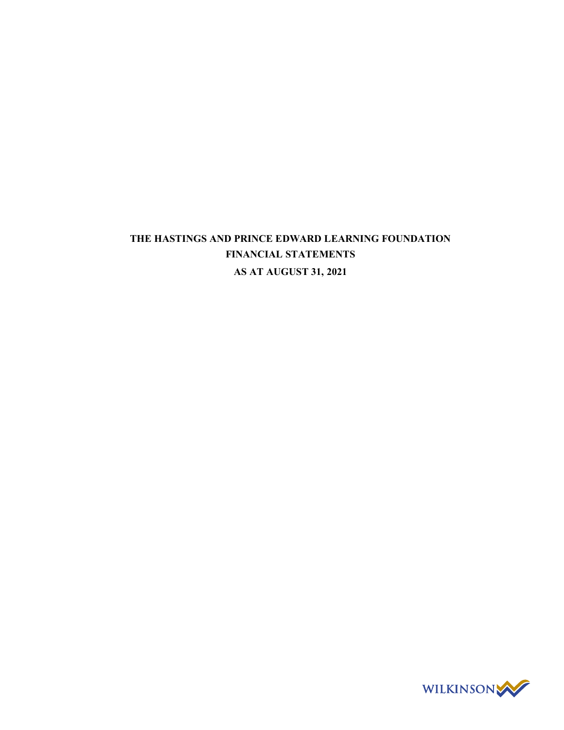# THE HASTINGS AND PRINCE EDWARD LEARNING FOUNDATION

## FINANCIAL STATEMENTS

## AS AT AUGUST 31, 2021

WILKINSON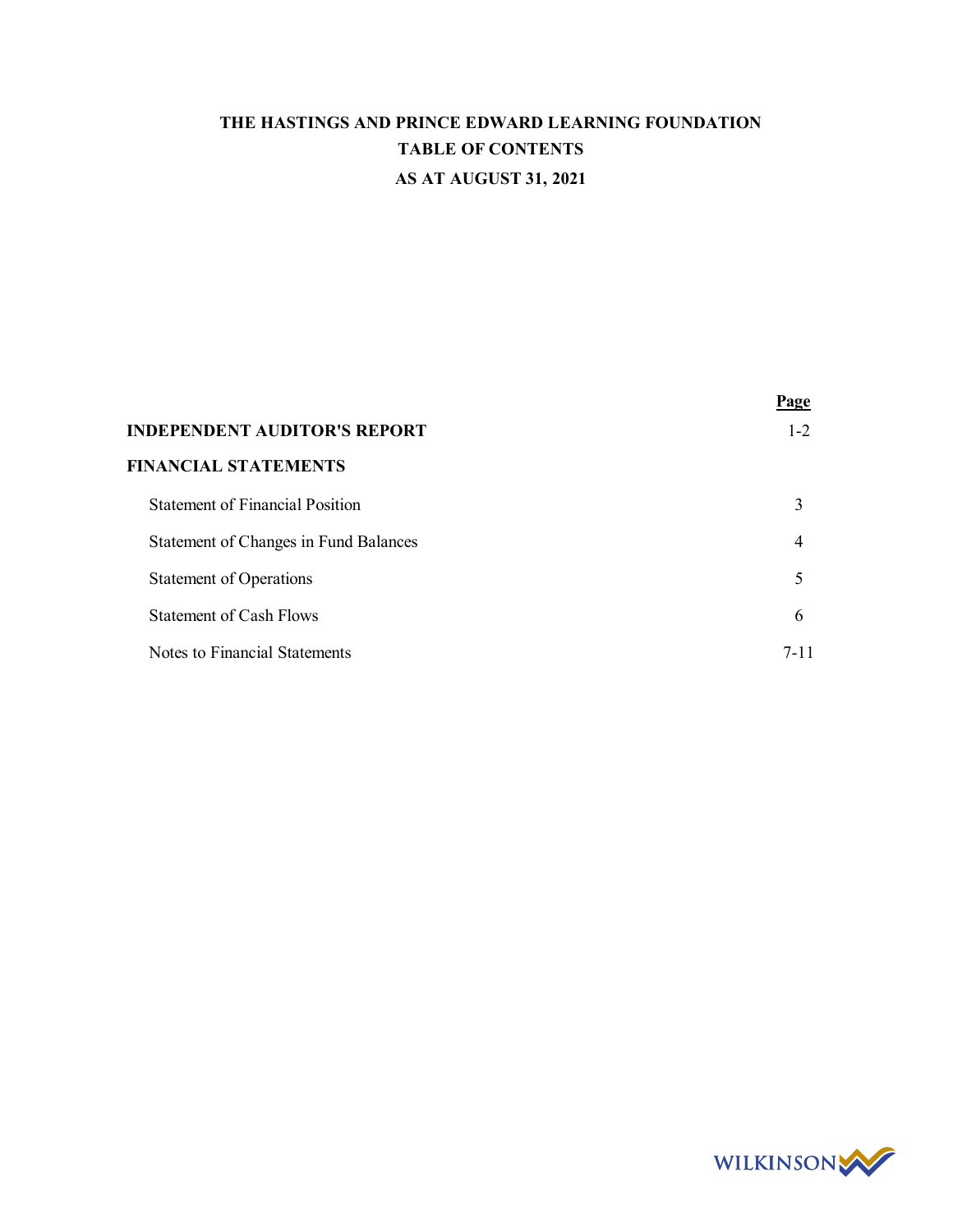# THE HASTINGS AND PRINCE EDWARD LEARNING FOUNDATION

## TABLE OF CONTENTS

## AS AT AUGUST 31, 2021

| | Page |
|---|---|
| **INDEPENDENT AUDITOR'S REPORT** | 1-2 |
| **FINANCIAL STATEMENTS** | |
| Statement of Financial Position | 3 |
| Statement of Changes in Fund Balances | 4 |
| Statement of Operations | 5 |
| Statement of Cash Flows | 6 |
| Notes to Financial Statements | 7-11 |

WILKINSON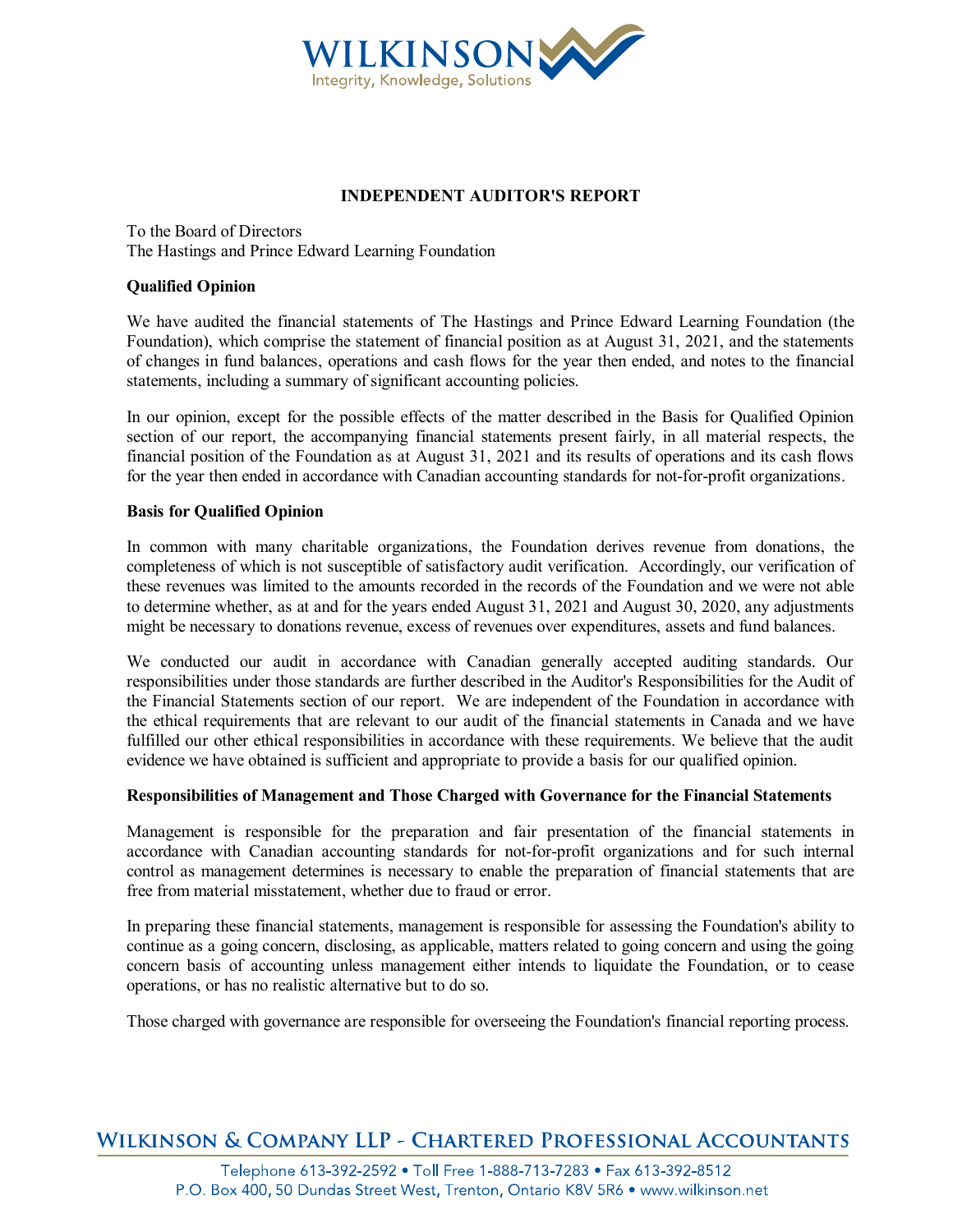# INDEPENDENT AUDITOR'S REPORT

To the Board of Directors
The Hastings and Prince Edward Learning Foundation

**Qualified Opinion**

We have audited the financial statements of The Hastings and Prince Edward Learning Foundation (the Foundation), which comprise the statement of financial position as at August 31, 2021, and the statements of changes in fund balances, operations and cash flows for the year then ended, and notes to the financial statements, including a summary of significant accounting policies.

In our opinion, except for the possible effects of the matter described in the Basis for Qualified Opinion section of our report, the accompanying financial statements present fairly, in all material respects, the financial position of the Foundation as at August 31, 2021 and its results of operations and its cash flows for the year then ended in accordance with Canadian accounting standards for not-for-profit organizations.

**Basis for Qualified Opinion**

In common with many charitable organizations, the Foundation derives revenue from donations, the completeness of which is not susceptible of satisfactory audit verification. Accordingly, our verification of these revenues was limited to the amounts recorded in the records of the Foundation and we were not able to determine whether, as at and for the years ended August 31, 2021 and August 30, 2020, any adjustments might be necessary to donations revenue, excess of revenues over expenditures, assets and fund balances.

We conducted our audit in accordance with Canadian generally accepted auditing standards. Our responsibilities under those standards are further described in the Auditor's Responsibilities for the Audit of the Financial Statements section of our report. We are independent of the Foundation in accordance with the ethical requirements that are relevant to our audit of the financial statements in Canada and we have fulfilled our other ethical responsibilities in accordance with these requirements. We believe that the audit evidence we have obtained is sufficient and appropriate to provide a basis for our qualified opinion.

**Responsibilities of Management and Those Charged with Governance for the Financial Statements**

Management is responsible for the preparation and fair presentation of the financial statements in accordance with Canadian accounting standards for not-for-profit organizations and for such internal control as management determines is necessary to enable the preparation of financial statements that are free from material misstatement, whether due to fraud or error.

In preparing these financial statements, management is responsible for assessing the Foundation's ability to continue as a going concern, disclosing, as applicable, matters related to going concern and using the going concern basis of accounting unless management either intends to liquidate the Foundation, or to cease operations, or has no realistic alternative but to do so.

Those charged with governance are responsible for overseeing the Foundation's financial reporting process.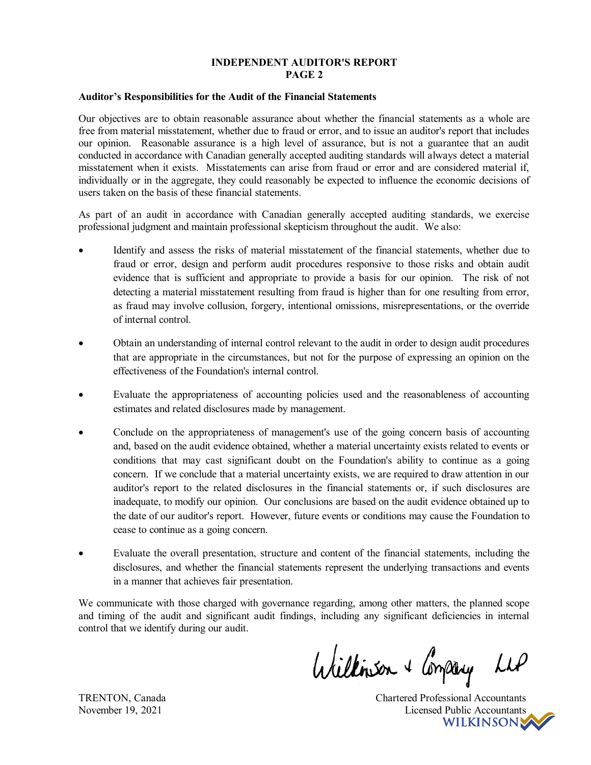## INDEPENDENT AUDITOR'S REPORT
## PAGE 2

### Auditor's Responsibilities for the Audit of the Financial Statements

Our objectives are to obtain reasonable assurance about whether the financial statements as a whole are free from material misstatement, whether due to fraud or error, and to issue an auditor's report that includes our opinion. Reasonable assurance is a high level of assurance, but is not a guarantee that an audit conducted in accordance with Canadian generally accepted auditing standards will always detect a material misstatement when it exists. Misstatements can arise from fraud or error and are considered material if, individually or in the aggregate, they could reasonably be expected to influence the economic decisions of users taken on the basis of these financial statements.

As part of an audit in accordance with Canadian generally accepted auditing standards, we exercise professional judgment and maintain professional skepticism throughout the audit. We also:

- Identify and assess the risks of material misstatement of the financial statements, whether due to fraud or error, design and perform audit procedures responsive to those risks and obtain audit evidence that is sufficient and appropriate to provide a basis for our opinion. The risk of not detecting a material misstatement resulting from fraud is higher than for one resulting from error, as fraud may involve collusion, forgery, intentional omissions, misrepresentations, or the override of internal control.

- Obtain an understanding of internal control relevant to the audit in order to design audit procedures that are appropriate in the circumstances, but not for the purpose of expressing an opinion on the effectiveness of the Foundation's internal control.

- Evaluate the appropriateness of accounting policies used and the reasonableness of accounting estimates and related disclosures made by management.

- Conclude on the appropriateness of management's use of the going concern basis of accounting and, based on the audit evidence obtained, whether a material uncertainty exists related to events or conditions that may cast significant doubt on the Foundation's ability to continue as a going concern. If we conclude that a material uncertainty exists, we are required to draw attention in our auditor's report to the related disclosures in the financial statements or, if such disclosures are inadequate, to modify our opinion. Our conclusions are based on the audit evidence obtained up to the date of our auditor's report. However, future events or conditions may cause the Foundation to cease to continue as a going concern.

- Evaluate the overall presentation, structure and content of the financial statements, including the disclosures, and whether the financial statements represent the underlying transactions and events in a manner that achieves fair presentation.

We communicate with those charged with governance regarding, among other matters, the planned scope and timing of the audit and significant audit findings, including any significant deficiencies in internal control that we identify during our audit.

Wilkinson & Company LLP

TRENTON, Canada
November 19, 2021

Chartered Professional Accountants
Licensed Public Accountants
WILKINSON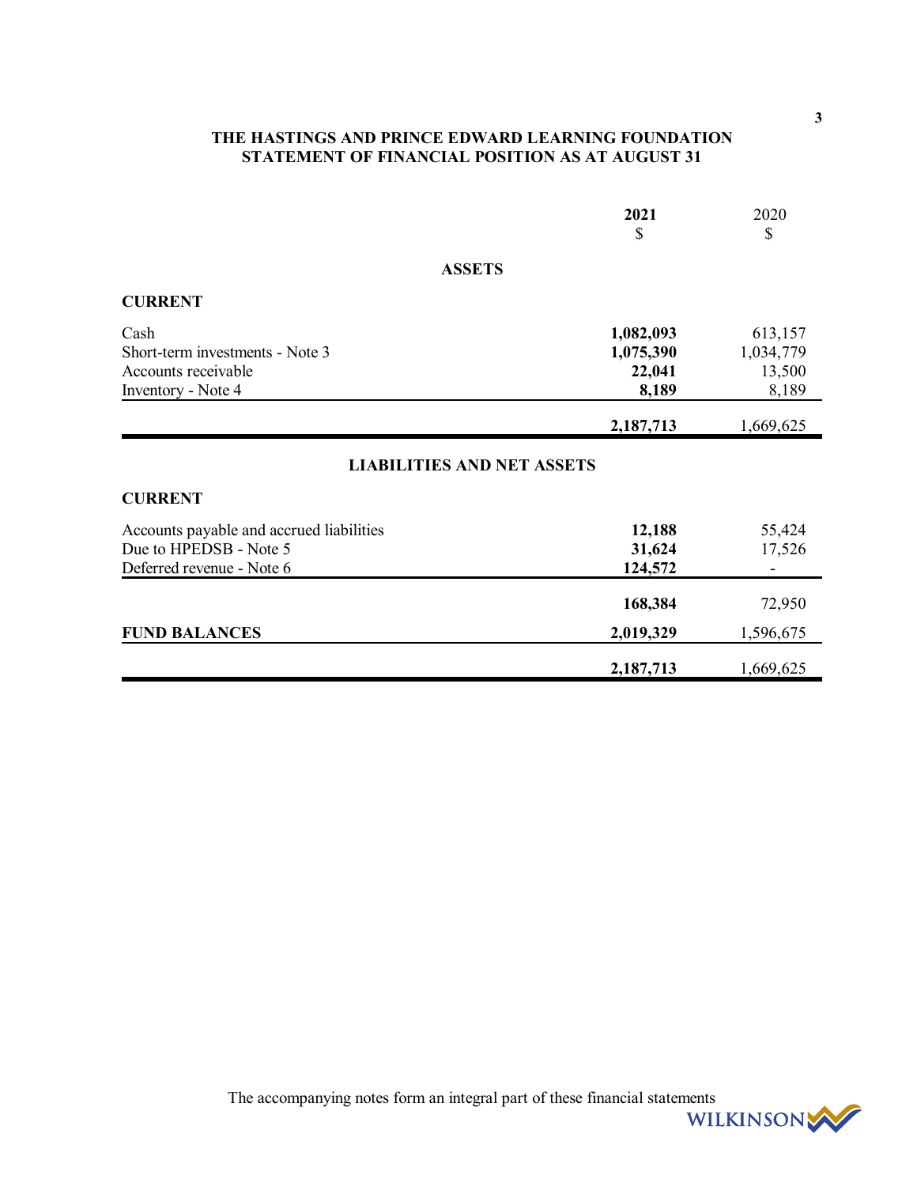# THE HASTINGS AND PRINCE EDWARD LEARNING FOUNDATION
## STATEMENT OF FINANCIAL POSITION AS AT AUGUST 31

| | **2021** **$** | 2020 $ |
|---|---:|---:|
| **ASSETS** | | |
| **CURRENT** | | |
| Cash | **1,082,093** | 613,157 |
| Short-term investments - Note 3 | **1,075,390** | 1,034,779 |
| Accounts receivable | **22,041** | 13,500 |
| Inventory - Note 4 | **8,189** | 8,189 |
| | **2,187,713** | 1,669,625 |
| **LIABILITIES AND NET ASSETS** | | |
| **CURRENT** | | |
| Accounts payable and accrued liabilities | **12,188** | 55,424 |
| Due to HPEDSB - Note 5 | **31,624** | 17,526 |
| Deferred revenue - Note 6 | **124,572** | - |
| | **168,384** | 72,950 |
| **FUND BALANCES** | **2,019,329** | 1,596,675 |
| | **2,187,713** | 1,669,625 |

The accompanying notes form an integral part of these financial statements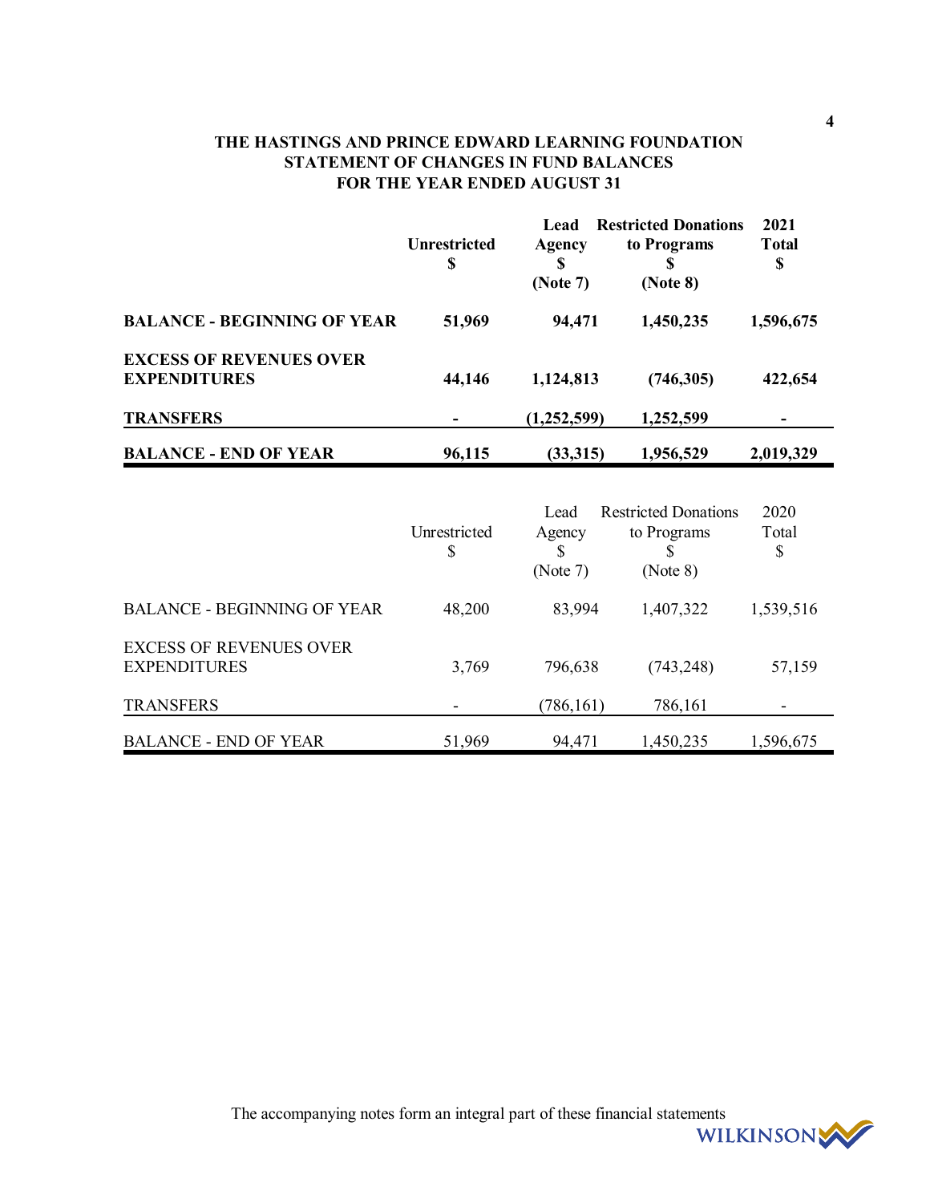# THE HASTINGS AND PRINCE EDWARD LEARNING FOUNDATION
## STATEMENT OF CHANGES IN FUND BALANCES
### FOR THE YEAR ENDED AUGUST 31

| | Unrestricted $ | Lead Agency $ (Note 7) | Restricted Donations to Programs $ (Note 8) | 2021 Total $ |
|---|---|---|---|---|
| **BALANCE - BEGINNING OF YEAR** | **51,969** | **94,471** | **1,450,235** | **1,596,675** |
| **EXCESS OF REVENUES OVER EXPENDITURES** | **44,146** | **1,124,813** | **(746,305)** | **422,654** |
| **TRANSFERS** | **-** | **(1,252,599)** | **1,252,599** | **-** |
| **BALANCE - END OF YEAR** | **96,115** | **(33,315)** | **1,956,529** | **2,019,329** |

| | Unrestricted $ | Lead Agency $ (Note 7) | Restricted Donations to Programs $ (Note 8) | 2020 Total $ |
|---|---|---|---|---|
| BALANCE - BEGINNING OF YEAR | 48,200 | 83,994 | 1,407,322 | 1,539,516 |
| EXCESS OF REVENUES OVER EXPENDITURES | 3,769 | 796,638 | (743,248) | 57,159 |
| TRANSFERS | - | (786,161) | 786,161 | - |
| BALANCE - END OF YEAR | 51,969 | 94,471 | 1,450,235 | 1,596,675 |

The accompanying notes form an integral part of these financial statements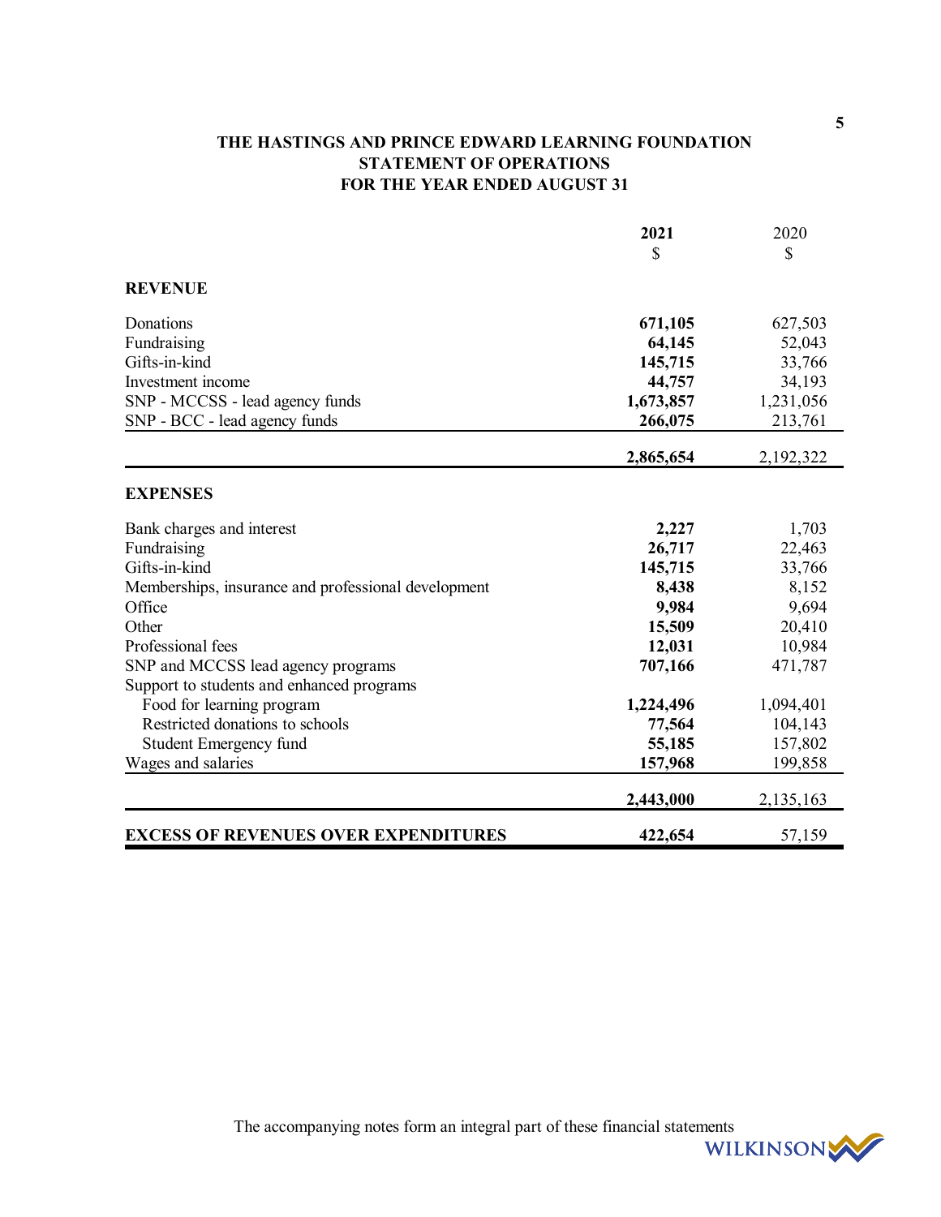# THE HASTINGS AND PRINCE EDWARD LEARNING FOUNDATION
## STATEMENT OF OPERATIONS
### FOR THE YEAR ENDED AUGUST 31

| | **2021** | 2020 |
|---|---|---|
| | **$** | $ |
| **REVENUE** | | |
| Donations | **671,105** | 627,503 |
| Fundraising | **64,145** | 52,043 |
| Gifts-in-kind | **145,715** | 33,766 |
| Investment income | **44,757** | 34,193 |
| SNP - MCCSS - lead agency funds | **1,673,857** | 1,231,056 |
| SNP - BCC - lead agency funds | **266,075** | 213,761 |
| | **2,865,654** | 2,192,322 |
| **EXPENSES** | | |
| Bank charges and interest | **2,227** | 1,703 |
| Fundraising | **26,717** | 22,463 |
| Gifts-in-kind | **145,715** | 33,766 |
| Memberships, insurance and professional development | **8,438** | 8,152 |
| Office | **9,984** | 9,694 |
| Other | **15,509** | 20,410 |
| Professional fees | **12,031** | 10,984 |
| SNP and MCCSS lead agency programs | **707,166** | 471,787 |
| Support to students and enhanced programs | | |
| Food for learning program | **1,224,496** | 1,094,401 |
| Restricted donations to schools | **77,564** | 104,143 |
| Student Emergency fund | **55,185** | 157,802 |
| Wages and salaries | **157,968** | 199,858 |
| | **2,443,000** | 2,135,163 |
| **EXCESS OF REVENUES OVER EXPENDITURES** | **422,654** | 57,159 |

The accompanying notes form an integral part of these financial statements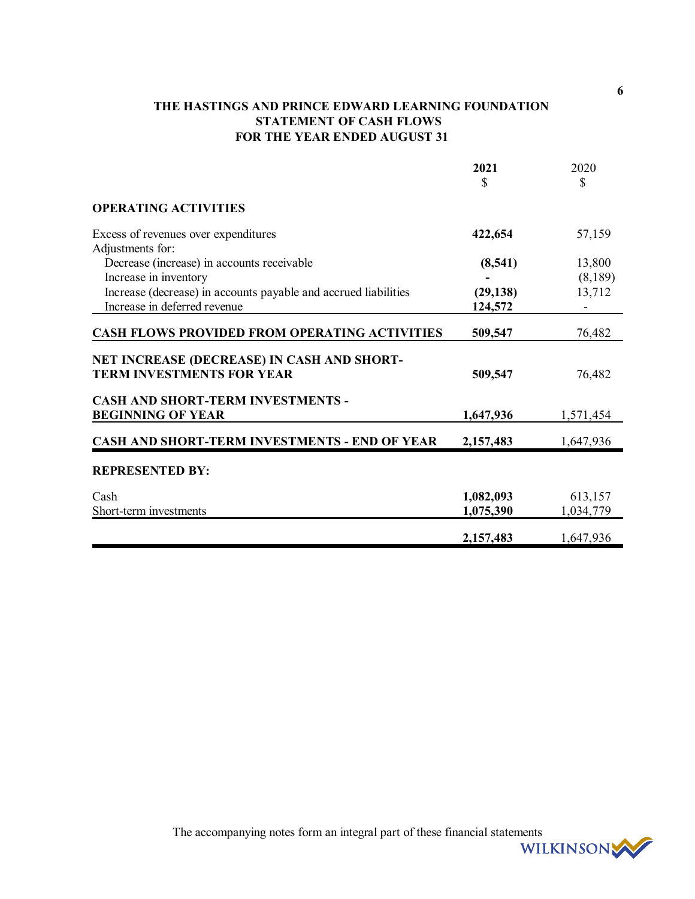# THE HASTINGS AND PRINCE EDWARD LEARNING FOUNDATION
## STATEMENT OF CASH FLOWS
## FOR THE YEAR ENDED AUGUST 31

| | **2021** | 2020 |
|---|---|---|
| | **$** | $ |
| **OPERATING ACTIVITIES** | | |
| Excess of revenues over expenditures | **422,654** | 57,159 |
| Adjustments for: | | |
| Decrease (increase) in accounts receivable | **(8,541)** | 13,800 |
| Increase in inventory | **-** | (8,189) |
| Increase (decrease) in accounts payable and accrued liabilities | **(29,138)** | 13,712 |
| Increase in deferred revenue | **124,572** | - |
| **CASH FLOWS PROVIDED FROM OPERATING ACTIVITIES** | **509,547** | 76,482 |
| **NET INCREASE (DECREASE) IN CASH AND SHORT-TERM INVESTMENTS FOR YEAR** | **509,547** | 76,482 |
| **CASH AND SHORT-TERM INVESTMENTS - BEGINNING OF YEAR** | **1,647,936** | 1,571,454 |
| **CASH AND SHORT-TERM INVESTMENTS - END OF YEAR** | **2,157,483** | 1,647,936 |
| **REPRESENTED BY:** | | |
| Cash | **1,082,093** | 613,157 |
| Short-term investments | **1,075,390** | 1,034,779 |
| | **2,157,483** | 1,647,936 |

The accompanying notes form an integral part of these financial statements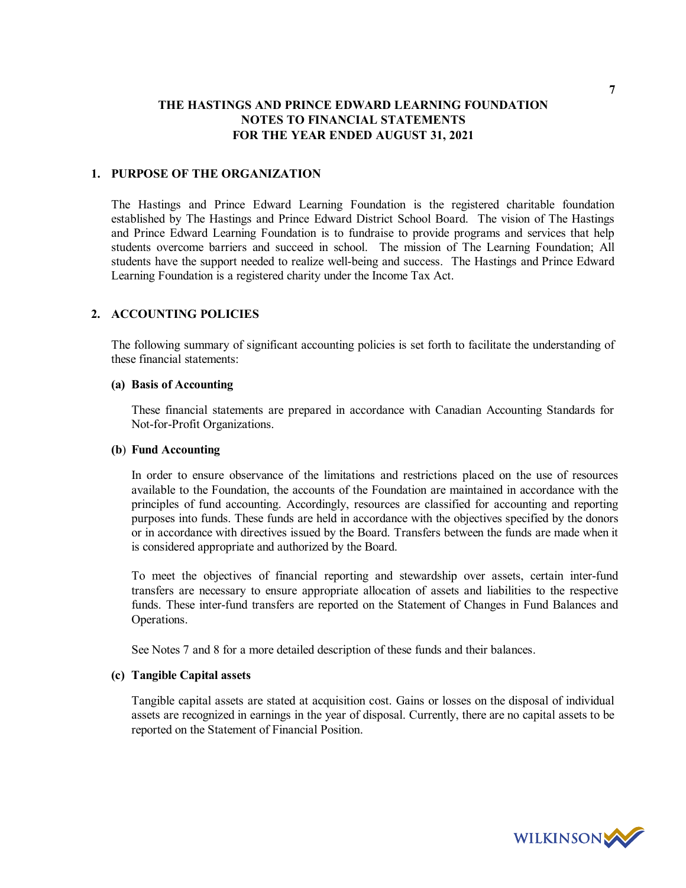# THE HASTINGS AND PRINCE EDWARD LEARNING FOUNDATION
## NOTES TO FINANCIAL STATEMENTS
## FOR THE YEAR ENDED AUGUST 31, 2021

### 1. PURPOSE OF THE ORGANIZATION

The Hastings and Prince Edward Learning Foundation is the registered charitable foundation established by The Hastings and Prince Edward District School Board. The vision of The Hastings and Prince Edward Learning Foundation is to fundraise to provide programs and services that help students overcome barriers and succeed in school. The mission of The Learning Foundation; All students have the support needed to realize well-being and success. The Hastings and Prince Edward Learning Foundation is a registered charity under the Income Tax Act.

### 2. ACCOUNTING POLICIES

The following summary of significant accounting policies is set forth to facilitate the understanding of these financial statements:

**(a) Basis of Accounting**

These financial statements are prepared in accordance with Canadian Accounting Standards for Not-for-Profit Organizations.

**(b) Fund Accounting**

In order to ensure observance of the limitations and restrictions placed on the use of resources available to the Foundation, the accounts of the Foundation are maintained in accordance with the principles of fund accounting. Accordingly, resources are classified for accounting and reporting purposes into funds. These funds are held in accordance with the objectives specified by the donors or in accordance with directives issued by the Board. Transfers between the funds are made when it is considered appropriate and authorized by the Board.

To meet the objectives of financial reporting and stewardship over assets, certain inter-fund transfers are necessary to ensure appropriate allocation of assets and liabilities to the respective funds. These inter-fund transfers are reported on the Statement of Changes in Fund Balances and Operations.

See Notes 7 and 8 for a more detailed description of these funds and their balances.

**(c) Tangible Capital assets**

Tangible capital assets are stated at acquisition cost. Gains or losses on the disposal of individual assets are recognized in earnings in the year of disposal. Currently, there are no capital assets to be reported on the Statement of Financial Position.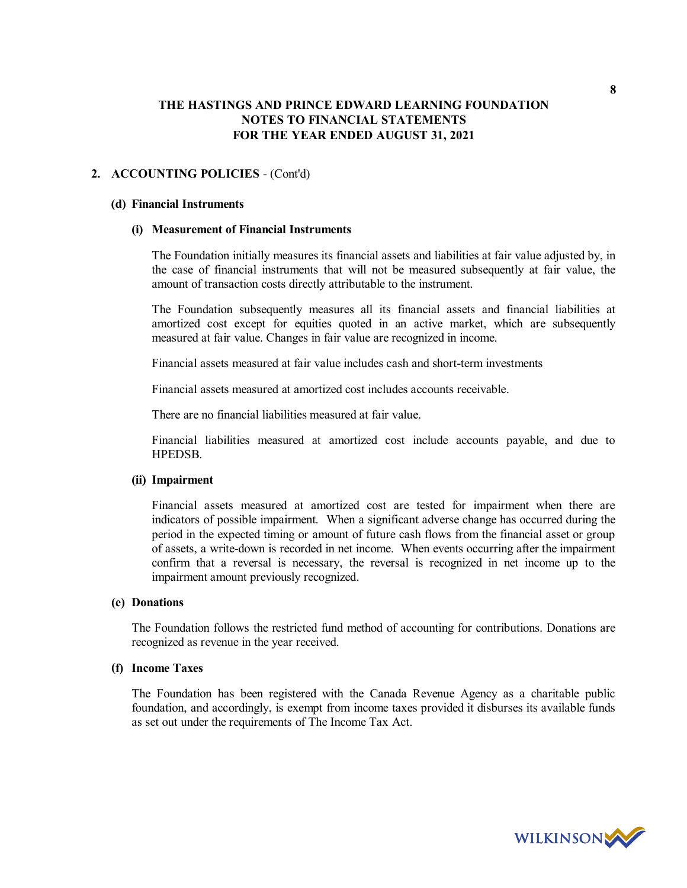# THE HASTINGS AND PRINCE EDWARD LEARNING FOUNDATION
# NOTES TO FINANCIAL STATEMENTS
# FOR THE YEAR ENDED AUGUST 31, 2021

## 2. ACCOUNTING POLICIES - (Cont'd)

### (d) Financial Instruments

#### (i) Measurement of Financial Instruments

The Foundation initially measures its financial assets and liabilities at fair value adjusted by, in the case of financial instruments that will not be measured subsequently at fair value, the amount of transaction costs directly attributable to the instrument.

The Foundation subsequently measures all its financial assets and financial liabilities at amortized cost except for equities quoted in an active market, which are subsequently measured at fair value. Changes in fair value are recognized in income.

Financial assets measured at fair value includes cash and short-term investments

Financial assets measured at amortized cost includes accounts receivable.

There are no financial liabilities measured at fair value.

Financial liabilities measured at amortized cost include accounts payable, and due to HPEDSB.

#### (ii) Impairment

Financial assets measured at amortized cost are tested for impairment when there are indicators of possible impairment. When a significant adverse change has occurred during the period in the expected timing or amount of future cash flows from the financial asset or group of assets, a write-down is recorded in net income. When events occurring after the impairment confirm that a reversal is necessary, the reversal is recognized in net income up to the impairment amount previously recognized.

### (e) Donations

The Foundation follows the restricted fund method of accounting for contributions. Donations are recognized as revenue in the year received.

### (f) Income Taxes

The Foundation has been registered with the Canada Revenue Agency as a charitable public foundation, and accordingly, is exempt from income taxes provided it disburses its available funds as set out under the requirements of The Income Tax Act.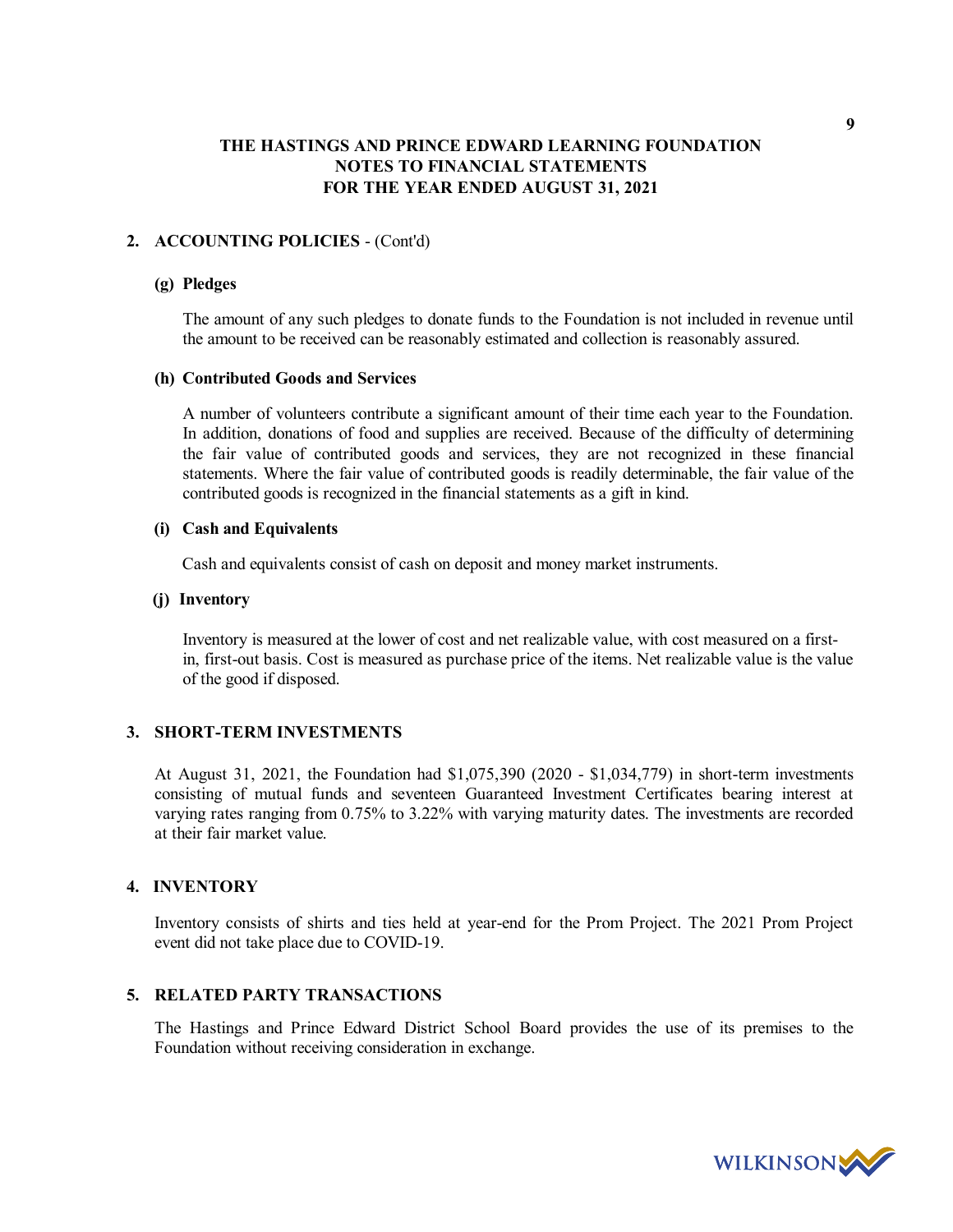# THE HASTINGS AND PRINCE EDWARD LEARNING FOUNDATION
# NOTES TO FINANCIAL STATEMENTS
# FOR THE YEAR ENDED AUGUST 31, 2021

## 2. ACCOUNTING POLICIES - (Cont'd)

### (g) Pledges

The amount of any such pledges to donate funds to the Foundation is not included in revenue until the amount to be received can be reasonably estimated and collection is reasonably assured.

### (h) Contributed Goods and Services

A number of volunteers contribute a significant amount of their time each year to the Foundation. In addition, donations of food and supplies are received. Because of the difficulty of determining the fair value of contributed goods and services, they are not recognized in these financial statements. Where the fair value of contributed goods is readily determinable, the fair value of the contributed goods is recognized in the financial statements as a gift in kind.

### (i) Cash and Equivalents

Cash and equivalents consist of cash on deposit and money market instruments.

### (j) Inventory

Inventory is measured at the lower of cost and net realizable value, with cost measured on a first-in, first-out basis. Cost is measured as purchase price of the items. Net realizable value is the value of the good if disposed.

## 3. SHORT-TERM INVESTMENTS

At August 31, 2021, the Foundation had $1,075,390 (2020 - $1,034,779) in short-term investments consisting of mutual funds and seventeen Guaranteed Investment Certificates bearing interest at varying rates ranging from 0.75% to 3.22% with varying maturity dates. The investments are recorded at their fair market value.

## 4. INVENTORY

Inventory consists of shirts and ties held at year-end for the Prom Project. The 2021 Prom Project event did not take place due to COVID-19.

## 5. RELATED PARTY TRANSACTIONS

The Hastings and Prince Edward District School Board provides the use of its premises to the Foundation without receiving consideration in exchange.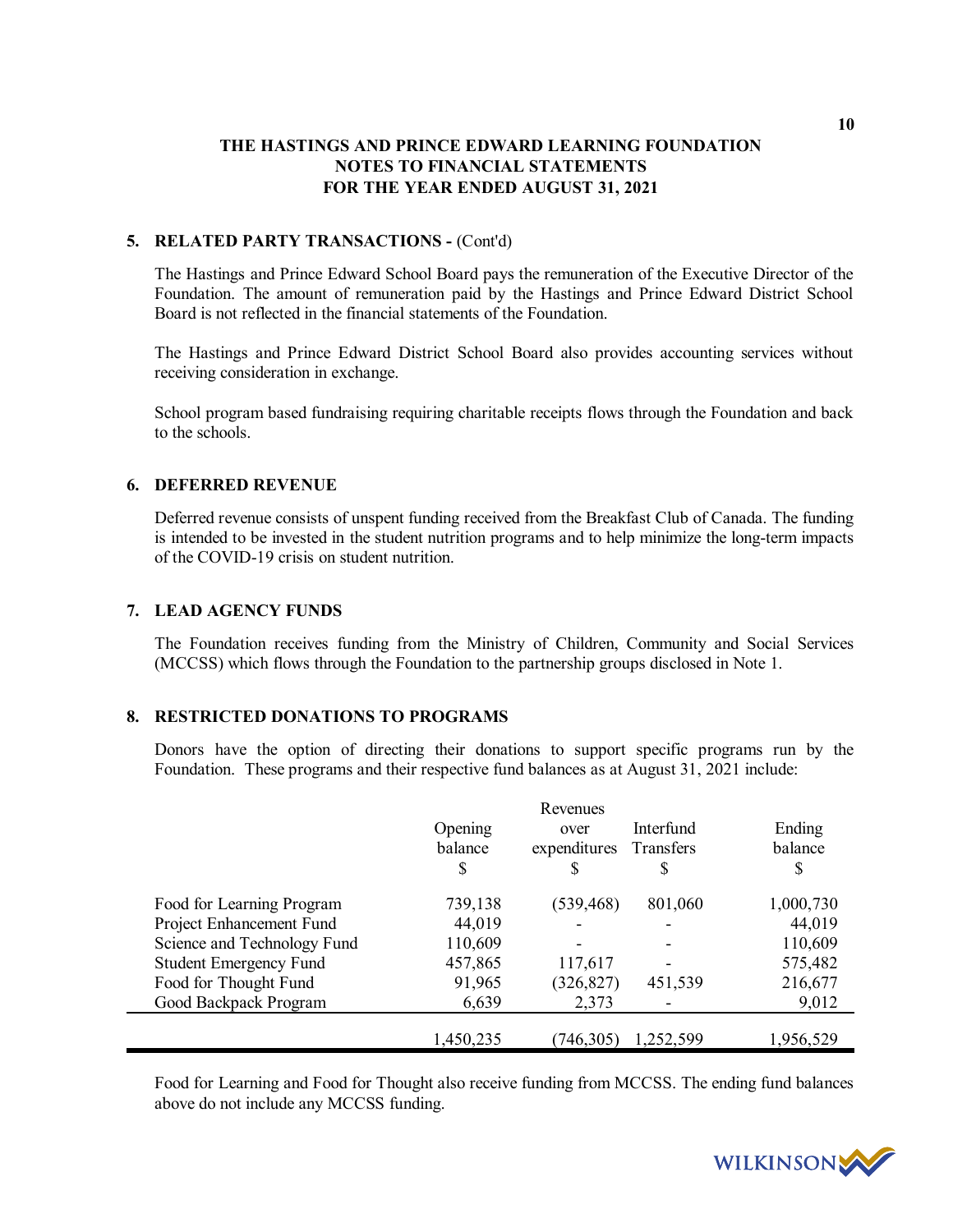# THE HASTINGS AND PRINCE EDWARD LEARNING FOUNDATION
## NOTES TO FINANCIAL STATEMENTS
## FOR THE YEAR ENDED AUGUST 31, 2021

### 5. RELATED PARTY TRANSACTIONS - (Cont'd)

The Hastings and Prince Edward School Board pays the remuneration of the Executive Director of the Foundation. The amount of remuneration paid by the Hastings and Prince Edward District School Board is not reflected in the financial statements of the Foundation.

The Hastings and Prince Edward District School Board also provides accounting services without receiving consideration in exchange.

School program based fundraising requiring charitable receipts flows through the Foundation and back to the schools.

### 6. DEFERRED REVENUE

Deferred revenue consists of unspent funding received from the Breakfast Club of Canada. The funding is intended to be invested in the student nutrition programs and to help minimize the long-term impacts of the COVID-19 crisis on student nutrition.

### 7. LEAD AGENCY FUNDS

The Foundation receives funding from the Ministry of Children, Community and Social Services (MCCSS) which flows through the Foundation to the partnership groups disclosed in Note 1.

### 8. RESTRICTED DONATIONS TO PROGRAMS

Donors have the option of directing their donations to support specific programs run by the Foundation. These programs and their respective fund balances as at August 31, 2021 include:

| | Opening balance<br>$ | Revenues over expenditures<br>$ | Interfund Transfers<br>$ | Ending balance<br>$ |
|---|---|---|---|---|
| Food for Learning Program | 739,138 | (539,468) | 801,060 | 1,000,730 |
| Project Enhancement Fund | 44,019 | - | - | 44,019 |
| Science and Technology Fund | 110,609 | - | - | 110,609 |
| Student Emergency Fund | 457,865 | 117,617 | - | 575,482 |
| Food for Thought Fund | 91,965 | (326,827) | 451,539 | 216,677 |
| Good Backpack Program | 6,639 | 2,373 | - | 9,012 |
| | 1,450,235 | (746,305) | 1,252,599 | 1,956,529 |

Food for Learning and Food for Thought also receive funding from MCCSS. The ending fund balances above do not include any MCCSS funding.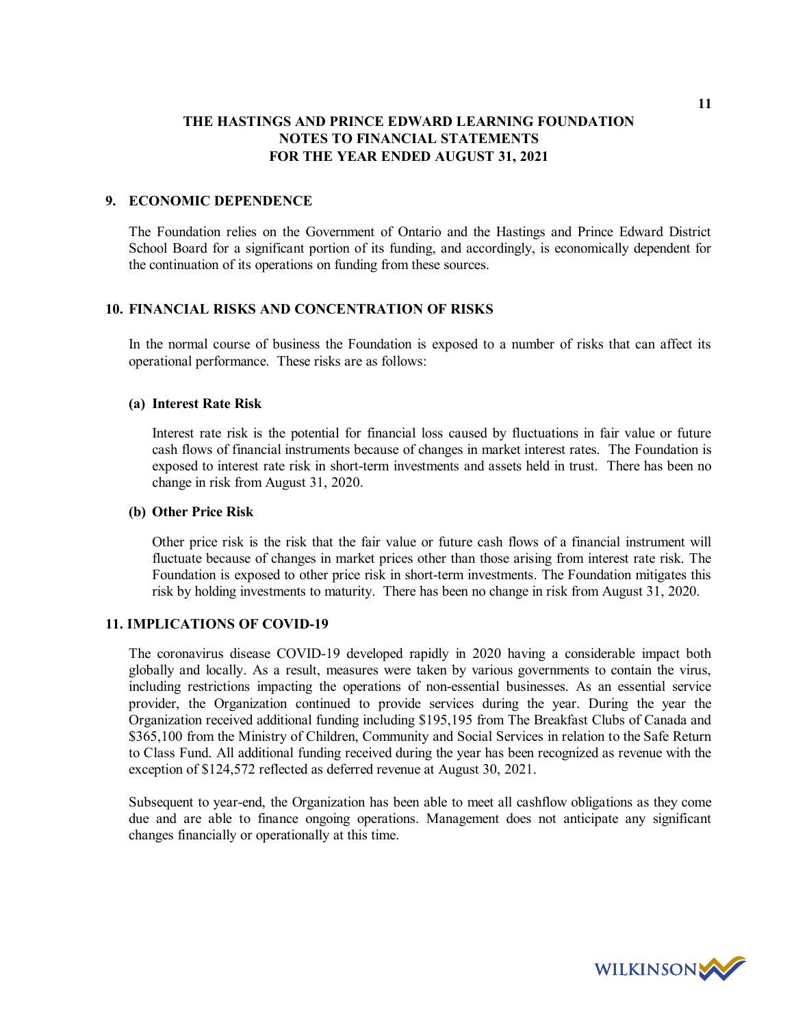# THE HASTINGS AND PRINCE EDWARD LEARNING FOUNDATION
## NOTES TO FINANCIAL STATEMENTS
## FOR THE YEAR ENDED AUGUST 31, 2021

### 9. ECONOMIC DEPENDENCE

The Foundation relies on the Government of Ontario and the Hastings and Prince Edward District School Board for a significant portion of its funding, and accordingly, is economically dependent for the continuation of its operations on funding from these sources.

### 10. FINANCIAL RISKS AND CONCENTRATION OF RISKS

In the normal course of business the Foundation is exposed to a number of risks that can affect its operational performance. These risks are as follows:

**(a) Interest Rate Risk**

Interest rate risk is the potential for financial loss caused by fluctuations in fair value or future cash flows of financial instruments because of changes in market interest rates. The Foundation is exposed to interest rate risk in short-term investments and assets held in trust. There has been no change in risk from August 31, 2020.

**(b) Other Price Risk**

Other price risk is the risk that the fair value or future cash flows of a financial instrument will fluctuate because of changes in market prices other than those arising from interest rate risk. The Foundation is exposed to other price risk in short-term investments. The Foundation mitigates this risk by holding investments to maturity. There has been no change in risk from August 31, 2020.

### 11. IMPLICATIONS OF COVID-19

The coronavirus disease COVID-19 developed rapidly in 2020 having a considerable impact both globally and locally. As a result, measures were taken by various governments to contain the virus, including restrictions impacting the operations of non-essential businesses. As an essential service provider, the Organization continued to provide services during the year. During the year the Organization received additional funding including $195,195 from The Breakfast Clubs of Canada and $365,100 from the Ministry of Children, Community and Social Services in relation to the Safe Return to Class Fund. All additional funding received during the year has been recognized as revenue with the exception of $124,572 reflected as deferred revenue at August 30, 2021.

Subsequent to year-end, the Organization has been able to meet all cashflow obligations as they come due and are able to finance ongoing operations. Management does not anticipate any significant changes financially or operationally at this time.